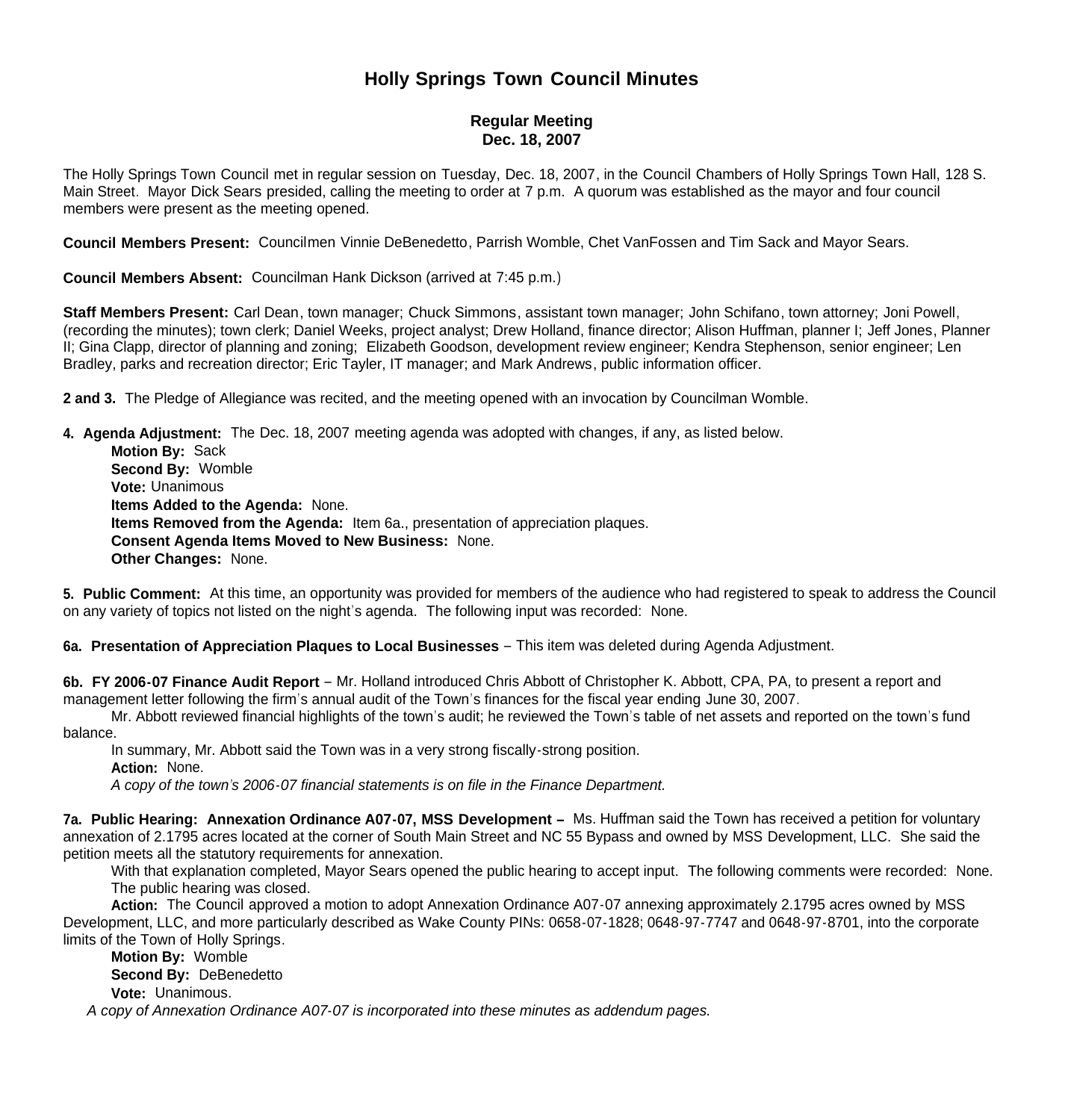# Holly Springs Town Council Minutes

## Regular Meeting
## Dec. 18, 2007

The Holly Springs Town Council met in regular session on Tuesday, Dec. 18, 2007, in the Council Chambers of Holly Springs Town Hall, 128 S. Main Street. Mayor Dick Sears presided, calling the meeting to order at 7 p.m. A quorum was established as the mayor and four council members were present as the meeting opened.

**Council Members Present:** Councilmen Vinnie DeBenedetto, Parrish Womble, Chet VanFossen and Tim Sack and Mayor Sears.

**Council Members Absent:** Councilman Hank Dickson (arrived at 7:45 p.m.)

**Staff Members Present:** Carl Dean, town manager; Chuck Simmons, assistant town manager; John Schifano, town attorney; Joni Powell, (recording the minutes); town clerk; Daniel Weeks, project analyst; Drew Holland, finance director; Alison Huffman, planner I; Jeff Jones, Planner II; Gina Clapp, director of planning and zoning; Elizabeth Goodson, development review engineer; Kendra Stephenson, senior engineer; Len Bradley, parks and recreation director; Eric Tayler, IT manager; and Mark Andrews, public information officer.

**2 and 3.** The Pledge of Allegiance was recited, and the meeting opened with an invocation by Councilman Womble.

**4. Agenda Adjustment:** The Dec. 18, 2007 meeting agenda was adopted with changes, if any, as listed below.

**Motion By:** Sack
**Second By:** Womble
**Vote:** Unanimous
**Items Added to the Agenda:** None.
**Items Removed from the Agenda:** Item 6a., presentation of appreciation plaques.
**Consent Agenda Items Moved to New Business:** None.
**Other Changes:** None.

**5. Public Comment:** At this time, an opportunity was provided for members of the audience who had registered to speak to address the Council on any variety of topics not listed on the night's agenda. The following input was recorded: None.

**6a. Presentation of Appreciation Plaques to Local Businesses** – This item was deleted during Agenda Adjustment.

**6b. FY 2006-07 Finance Audit Report** – Mr. Holland introduced Chris Abbott of Christopher K. Abbott, CPA, PA, to present a report and management letter following the firm's annual audit of the Town's finances for the fiscal year ending June 30, 2007.

Mr. Abbott reviewed financial highlights of the town's audit; he reviewed the Town's table of net assets and reported on the town's fund balance.

In summary, Mr. Abbott said the Town was in a very strong fiscally-strong position.

**Action:** None.

*A copy of the town's 2006-07 financial statements is on file in the Finance Department.*

**7a. Public Hearing: Annexation Ordinance A07-07, MSS Development –** Ms. Huffman said the Town has received a petition for voluntary annexation of 2.1795 acres located at the corner of South Main Street and NC 55 Bypass and owned by MSS Development, LLC. She said the petition meets all the statutory requirements for annexation.

With that explanation completed, Mayor Sears opened the public hearing to accept input. The following comments were recorded: None.

The public hearing was closed.

**Action:** The Council approved a motion to adopt Annexation Ordinance A07-07 annexing approximately 2.1795 acres owned by MSS Development, LLC, and more particularly described as Wake County PINs: 0658-07-1828; 0648-97-7747 and 0648-97-8701, into the corporate limits of the Town of Holly Springs.

**Motion By:** Womble
**Second By:** DeBenedetto
**Vote:** Unanimous.

*A copy of Annexation Ordinance A07-07 is incorporated into these minutes as addendum pages.*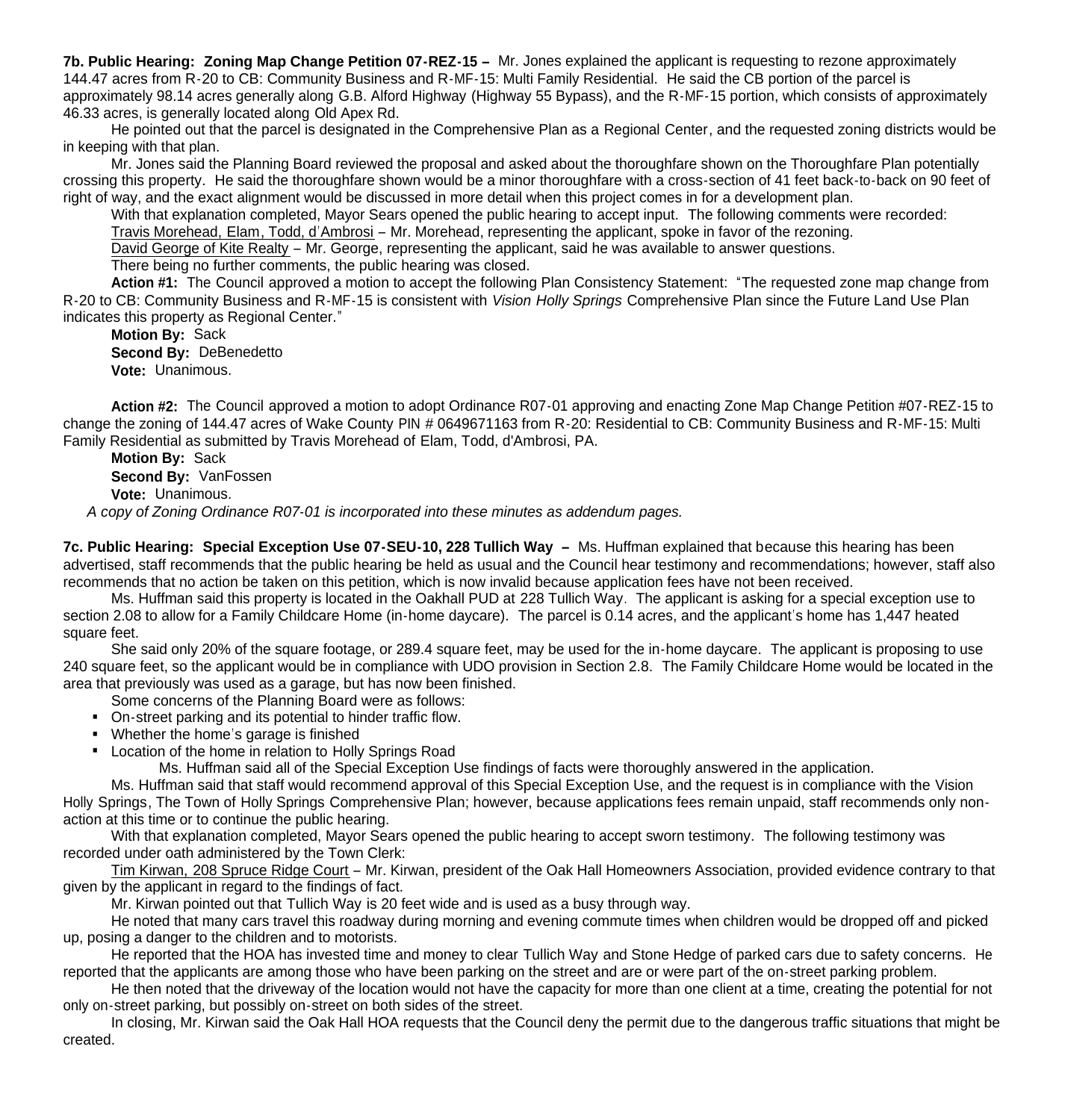**7b. Public Hearing: Zoning Map Change Petition 07-REZ-15 –** Mr. Jones explained the applicant is requesting to rezone approximately 144.47 acres from R-20 to CB: Community Business and R-MF-15: Multi Family Residential. He said the CB portion of the parcel is approximately 98.14 acres generally along G.B. Alford Highway (Highway 55 Bypass), and the R-MF-15 portion, which consists of approximately 46.33 acres, is generally located along Old Apex Rd.

He pointed out that the parcel is designated in the Comprehensive Plan as a Regional Center, and the requested zoning districts would be in keeping with that plan.

Mr. Jones said the Planning Board reviewed the proposal and asked about the thoroughfare shown on the Thoroughfare Plan potentially crossing this property. He said the thoroughfare shown would be a minor thoroughfare with a cross-section of 41 feet back-to-back on 90 feet of right of way, and the exact alignment would be discussed in more detail when this project comes in for a development plan.

With that explanation completed, Mayor Sears opened the public hearing to accept input. The following comments were recorded:

Travis Morehead, Elam, Todd, d'Ambrosi – Mr. Morehead, representing the applicant, spoke in favor of the rezoning.

David George of Kite Realty – Mr. George, representing the applicant, said he was available to answer questions.

There being no further comments, the public hearing was closed.

**Action #1:** The Council approved a motion to accept the following Plan Consistency Statement: "The requested zone map change from R-20 to CB: Community Business and R-MF-15 is consistent with *Vision Holly Springs* Comprehensive Plan since the Future Land Use Plan indicates this property as Regional Center."

**Motion By:** Sack
**Second By:** DeBenedetto
**Vote:** Unanimous.

**Action #2:** The Council approved a motion to adopt Ordinance R07-01 approving and enacting Zone Map Change Petition #07-REZ-15 to change the zoning of 144.47 acres of Wake County PIN # 0649671163 from R-20: Residential to CB: Community Business and R-MF-15: Multi Family Residential as submitted by Travis Morehead of Elam, Todd, d'Ambrosi, PA.

**Motion By:** Sack
**Second By:** VanFossen
**Vote:** Unanimous.

*A copy of Zoning Ordinance R07-01 is incorporated into these minutes as addendum pages.*

**7c. Public Hearing: Special Exception Use 07-SEU-10, 228 Tullich Way –** Ms. Huffman explained that because this hearing has been advertised, staff recommends that the public hearing be held as usual and the Council hear testimony and recommendations; however, staff also recommends that no action be taken on this petition, which is now invalid because application fees have not been received.

Ms. Huffman said this property is located in the Oakhall PUD at 228 Tullich Way. The applicant is asking for a special exception use to section 2.08 to allow for a Family Childcare Home (in-home daycare). The parcel is 0.14 acres, and the applicant's home has 1,447 heated square feet.

She said only 20% of the square footage, or 289.4 square feet, may be used for the in-home daycare. The applicant is proposing to use 240 square feet, so the applicant would be in compliance with UDO provision in Section 2.8. The Family Childcare Home would be located in the area that previously was used as a garage, but has now been finished.

Some concerns of the Planning Board were as follows:

- On-street parking and its potential to hinder traffic flow.
- Whether the home's garage is finished
- Location of the home in relation to Holly Springs Road

Ms. Huffman said all of the Special Exception Use findings of facts were thoroughly answered in the application.

Ms. Huffman said that staff would recommend approval of this Special Exception Use, and the request is in compliance with the Vision Holly Springs, The Town of Holly Springs Comprehensive Plan; however, because applications fees remain unpaid, staff recommends only non-action at this time or to continue the public hearing.

With that explanation completed, Mayor Sears opened the public hearing to accept sworn testimony. The following testimony was recorded under oath administered by the Town Clerk:

Tim Kirwan, 208 Spruce Ridge Court – Mr. Kirwan, president of the Oak Hall Homeowners Association, provided evidence contrary to that given by the applicant in regard to the findings of fact.

Mr. Kirwan pointed out that Tullich Way is 20 feet wide and is used as a busy through way.

He noted that many cars travel this roadway during morning and evening commute times when children would be dropped off and picked up, posing a danger to the children and to motorists.

He reported that the HOA has invested time and money to clear Tullich Way and Stone Hedge of parked cars due to safety concerns. He reported that the applicants are among those who have been parking on the street and are or were part of the on-street parking problem.

He then noted that the driveway of the location would not have the capacity for more than one client at a time, creating the potential for not only on-street parking, but possibly on-street on both sides of the street.

In closing, Mr. Kirwan said the Oak Hall HOA requests that the Council deny the permit due to the dangerous traffic situations that might be created.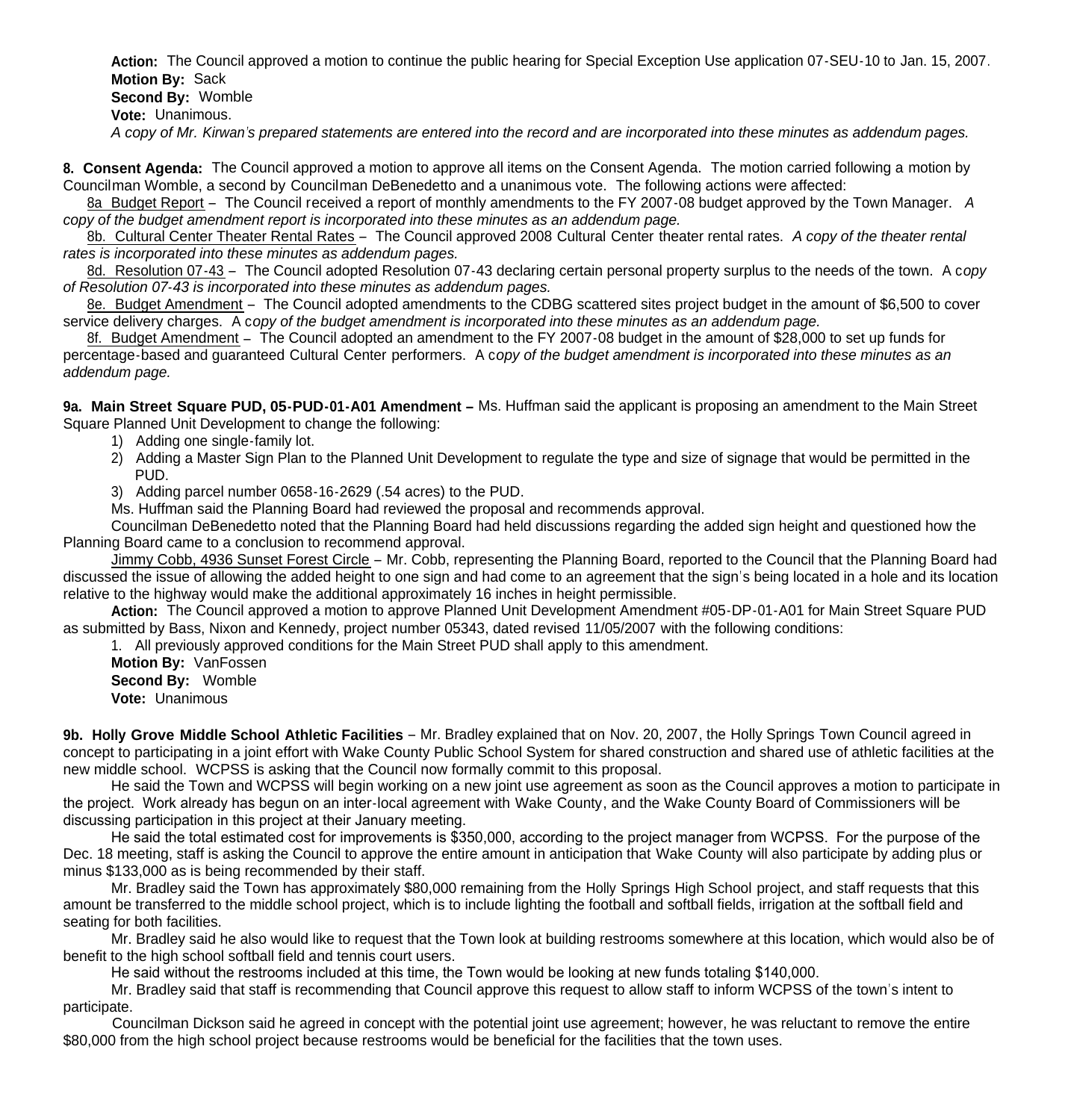**Action:** The Council approved a motion to continue the public hearing for Special Exception Use application 07-SEU-10 to Jan. 15, 2007.
**Motion By:** Sack
**Second By:** Womble
**Vote:** Unanimous.
*A copy of Mr. Kirwan's prepared statements are entered into the record and are incorporated into these minutes as addendum pages.*

**8. Consent Agenda:** The Council approved a motion to approve all items on the Consent Agenda. The motion carried following a motion by Councilman Womble, a second by Councilman DeBenedetto and a unanimous vote. The following actions were affected:

8a Budget Report – The Council received a report of monthly amendments to the FY 2007-08 budget approved by the Town Manager. *A copy of the budget amendment report is incorporated into these minutes as an addendum page.*

8b. Cultural Center Theater Rental Rates – The Council approved 2008 Cultural Center theater rental rates. *A copy of the theater rental rates is incorporated into these minutes as addendum pages.*

8d. Resolution 07-43 – The Council adopted Resolution 07-43 declaring certain personal property surplus to the needs of the town. A c*opy of Resolution 07-43 is incorporated into these minutes as addendum pages.*

8e. Budget Amendment – The Council adopted amendments to the CDBG scattered sites project budget in the amount of $6,500 to cover service delivery charges. A c*opy of the budget amendment is incorporated into these minutes as an addendum page.*

8f. Budget Amendment – The Council adopted an amendment to the FY 2007-08 budget in the amount of $28,000 to set up funds for percentage-based and guaranteed Cultural Center performers. A c*opy of the budget amendment is incorporated into these minutes as an addendum page.*

**9a. Main Street Square PUD, 05-PUD-01-A01 Amendment –** Ms. Huffman said the applicant is proposing an amendment to the Main Street Square Planned Unit Development to change the following:

1) Adding one single-family lot.
2) Adding a Master Sign Plan to the Planned Unit Development to regulate the type and size of signage that would be permitted in the PUD.
3) Adding parcel number 0658-16-2629 (.54 acres) to the PUD.

Ms. Huffman said the Planning Board had reviewed the proposal and recommends approval.

Councilman DeBenedetto noted that the Planning Board had held discussions regarding the added sign height and questioned how the Planning Board came to a conclusion to recommend approval.

Jimmy Cobb, 4936 Sunset Forest Circle – Mr. Cobb, representing the Planning Board, reported to the Council that the Planning Board had discussed the issue of allowing the added height to one sign and had come to an agreement that the sign's being located in a hole and its location relative to the highway would make the additional approximately 16 inches in height permissible.

**Action:** The Council approved a motion to approve Planned Unit Development Amendment #05-DP-01-A01 for Main Street Square PUD as submitted by Bass, Nixon and Kennedy, project number 05343, dated revised 11/05/2007 with the following conditions:

1. All previously approved conditions for the Main Street PUD shall apply to this amendment.

**Motion By:** VanFossen
**Second By:** Womble
**Vote:** Unanimous

**9b. Holly Grove Middle School Athletic Facilities** – Mr. Bradley explained that on Nov. 20, 2007, the Holly Springs Town Council agreed in concept to participating in a joint effort with Wake County Public School System for shared construction and shared use of athletic facilities at the new middle school. WCPSS is asking that the Council now formally commit to this proposal.

He said the Town and WCPSS will begin working on a new joint use agreement as soon as the Council approves a motion to participate in the project. Work already has begun on an inter-local agreement with Wake County, and the Wake County Board of Commissioners will be discussing participation in this project at their January meeting.

He said the total estimated cost for improvements is $350,000, according to the project manager from WCPSS. For the purpose of the Dec. 18 meeting, staff is asking the Council to approve the entire amount in anticipation that Wake County will also participate by adding plus or minus $133,000 as is being recommended by their staff.

Mr. Bradley said the Town has approximately $80,000 remaining from the Holly Springs High School project, and staff requests that this amount be transferred to the middle school project, which is to include lighting the football and softball fields, irrigation at the softball field and seating for both facilities.

Mr. Bradley said he also would like to request that the Town look at building restrooms somewhere at this location, which would also be of benefit to the high school softball field and tennis court users.

He said without the restrooms included at this time, the Town would be looking at new funds totaling $140,000.

Mr. Bradley said that staff is recommending that Council approve this request to allow staff to inform WCPSS of the town's intent to participate.

Councilman Dickson said he agreed in concept with the potential joint use agreement; however, he was reluctant to remove the entire $80,000 from the high school project because restrooms would be beneficial for the facilities that the town uses.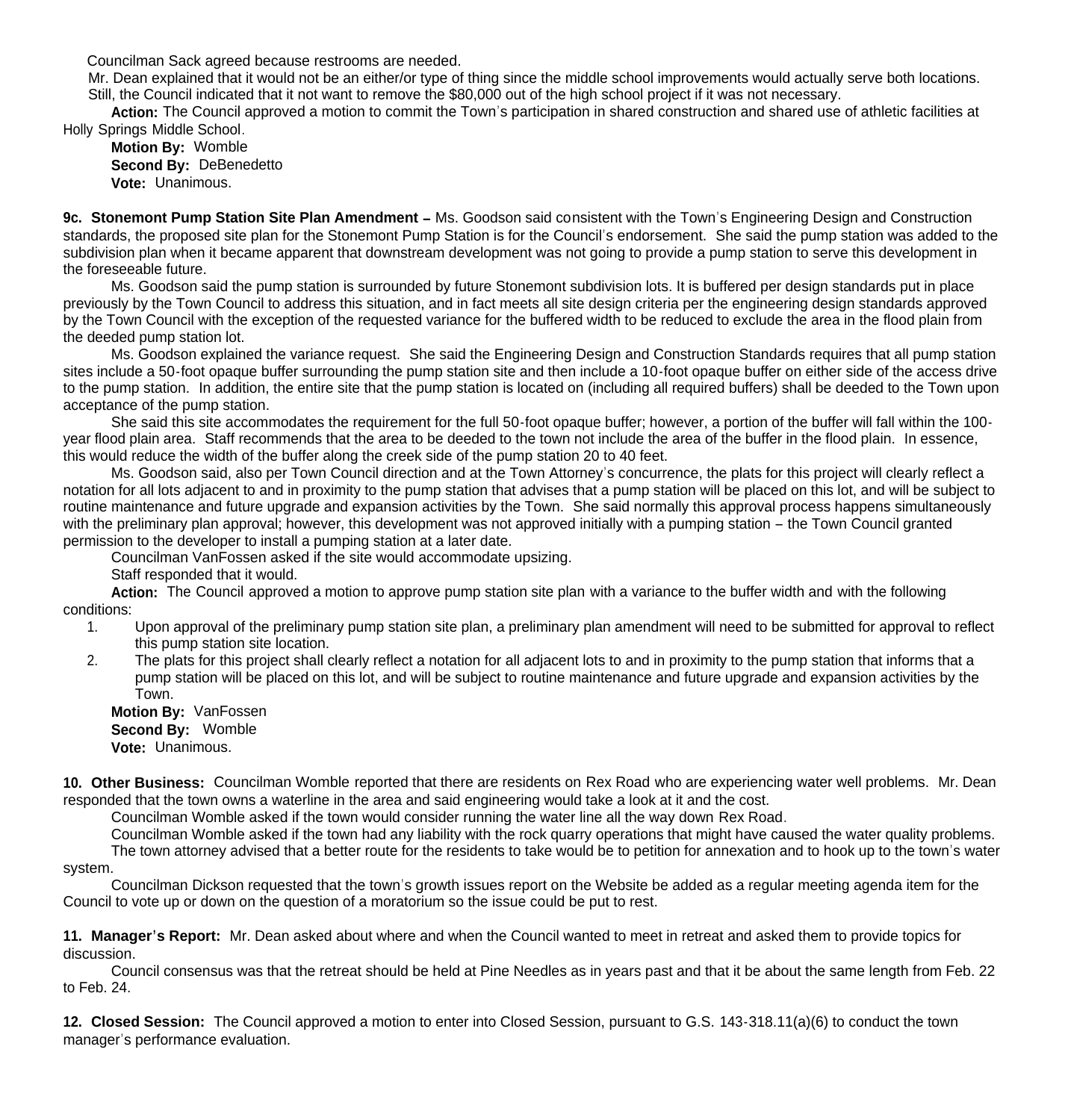Councilman Sack agreed because restrooms are needed.

Mr. Dean explained that it would not be an either/or type of thing since the middle school improvements would actually serve both locations. Still, the Council indicated that it not want to remove the $80,000 out of the high school project if it was not necessary.

**Action:** The Council approved a motion to commit the Town's participation in shared construction and shared use of athletic facilities at Holly Springs Middle School.

**Motion By:** Womble
**Second By:** DeBenedetto
**Vote:** Unanimous.

**9c. Stonemont Pump Station Site Plan Amendment –** Ms. Goodson said consistent with the Town's Engineering Design and Construction standards, the proposed site plan for the Stonemont Pump Station is for the Council's endorsement. She said the pump station was added to the subdivision plan when it became apparent that downstream development was not going to provide a pump station to serve this development in the foreseeable future.

Ms. Goodson said the pump station is surrounded by future Stonemont subdivision lots. It is buffered per design standards put in place previously by the Town Council to address this situation, and in fact meets all site design criteria per the engineering design standards approved by the Town Council with the exception of the requested variance for the buffered width to be reduced to exclude the area in the flood plain from the deeded pump station lot.

Ms. Goodson explained the variance request. She said the Engineering Design and Construction Standards requires that all pump station sites include a 50-foot opaque buffer surrounding the pump station site and then include a 10-foot opaque buffer on either side of the access drive to the pump station. In addition, the entire site that the pump station is located on (including all required buffers) shall be deeded to the Town upon acceptance of the pump station.

She said this site accommodates the requirement for the full 50-foot opaque buffer; however, a portion of the buffer will fall within the 100-year flood plain area. Staff recommends that the area to be deeded to the town not include the area of the buffer in the flood plain. In essence, this would reduce the width of the buffer along the creek side of the pump station 20 to 40 feet.

Ms. Goodson said, also per Town Council direction and at the Town Attorney's concurrence, the plats for this project will clearly reflect a notation for all lots adjacent to and in proximity to the pump station that advises that a pump station will be placed on this lot, and will be subject to routine maintenance and future upgrade and expansion activities by the Town. She said normally this approval process happens simultaneously with the preliminary plan approval; however, this development was not approved initially with a pumping station – the Town Council granted permission to the developer to install a pumping station at a later date.

Councilman VanFossen asked if the site would accommodate upsizing.

Staff responded that it would.

**Action:** The Council approved a motion to approve pump station site plan with a variance to the buffer width and with the following conditions:

1. Upon approval of the preliminary pump station site plan, a preliminary plan amendment will need to be submitted for approval to reflect this pump station site location.
2. The plats for this project shall clearly reflect a notation for all adjacent lots to and in proximity to the pump station that informs that a pump station will be placed on this lot, and will be subject to routine maintenance and future upgrade and expansion activities by the Town.

**Motion By:** VanFossen
**Second By:** Womble
**Vote:** Unanimous.

**10. Other Business:** Councilman Womble reported that there are residents on Rex Road who are experiencing water well problems. Mr. Dean responded that the town owns a waterline in the area and said engineering would take a look at it and the cost.

Councilman Womble asked if the town would consider running the water line all the way down Rex Road.

Councilman Womble asked if the town had any liability with the rock quarry operations that might have caused the water quality problems.

The town attorney advised that a better route for the residents to take would be to petition for annexation and to hook up to the town's water system.

Councilman Dickson requested that the town's growth issues report on the Website be added as a regular meeting agenda item for the Council to vote up or down on the question of a moratorium so the issue could be put to rest.

**11. Manager's Report:** Mr. Dean asked about where and when the Council wanted to meet in retreat and asked them to provide topics for discussion.

Council consensus was that the retreat should be held at Pine Needles as in years past and that it be about the same length from Feb. 22 to Feb. 24.

**12. Closed Session:** The Council approved a motion to enter into Closed Session, pursuant to G.S. 143-318.11(a)(6) to conduct the town manager's performance evaluation.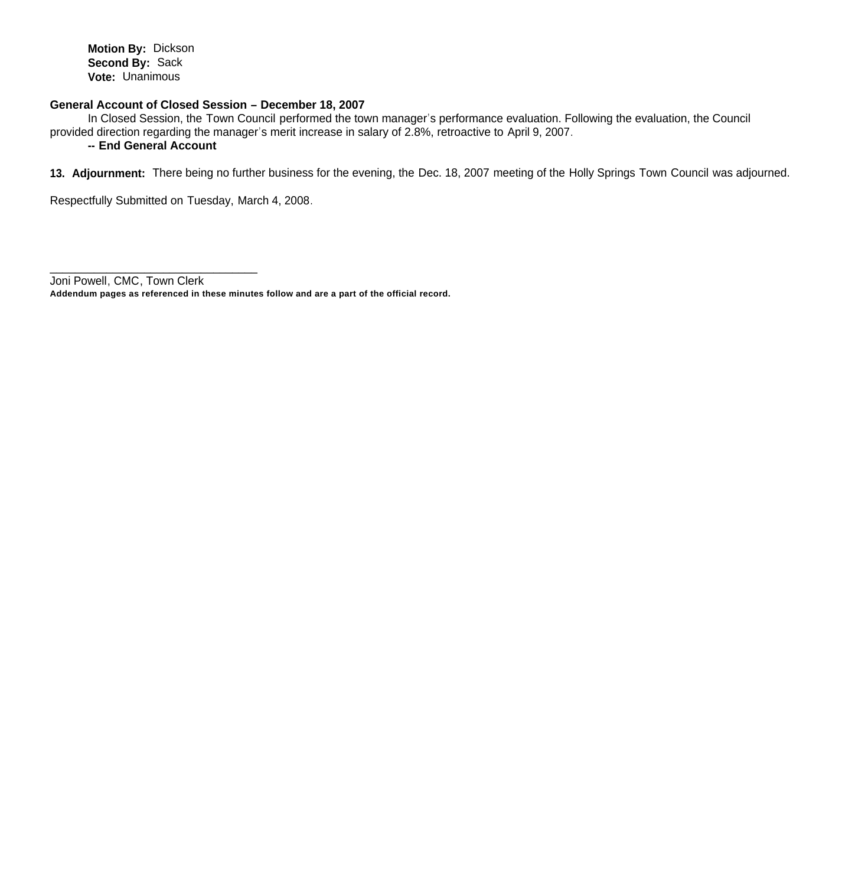**Motion By:** Dickson
**Second By:** Sack
**Vote:** Unanimous

**General Account of Closed Session – December 18, 2007**

In Closed Session, the Town Council performed the town manager's performance evaluation. Following the evaluation, the Council provided direction regarding the manager's merit increase in salary of 2.8%, retroactive to April 9, 2007.

**-- End General Account**

**13. Adjournment:** There being no further business for the evening, the Dec. 18, 2007 meeting of the Holly Springs Town Council was adjourned.

Respectfully Submitted on Tuesday, March 4, 2008.

\_\_\_\_\_\_\_\_\_\_\_\_\_\_\_\_\_\_\_\_\_\_\_\_\_\_\_\_\_\_\_\_

Joni Powell, CMC, Town Clerk

**Addendum pages as referenced in these minutes follow and are a part of the official record.**